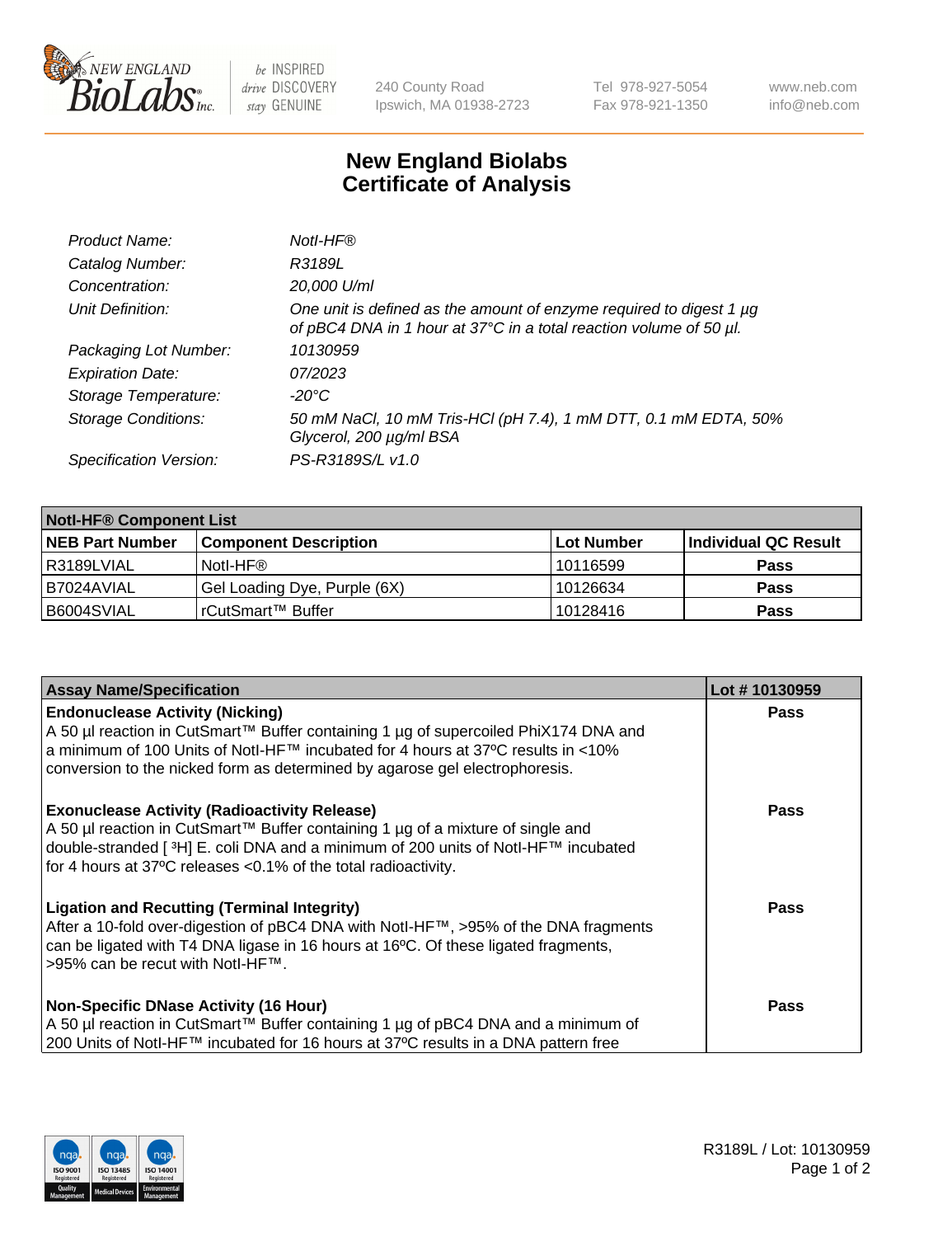240 County Road
Ipswich, MA 01938-2723

Tel 978-927-5054
Fax 978-921-1350

www.neb.com
info@neb.com

# New England Biolabs
# Certificate of Analysis

| | |
|---|---|
| *Product Name:* | *NotI-HF®* |
| *Catalog Number:* | *R3189L* |
| *Concentration:* | *20,000 U/ml* |
| *Unit Definition:* | *One unit is defined as the amount of enzyme required to digest 1 µg of pBC4 DNA in 1 hour at 37°C in a total reaction volume of 50 µl.* |
| *Packaging Lot Number:* | *10130959* |
| *Expiration Date:* | *07/2023* |
| *Storage Temperature:* | *-20°C* |
| *Storage Conditions:* | *50 mM NaCl, 10 mM Tris-HCl (pH 7.4), 1 mM DTT, 0.1 mM EDTA, 50% Glycerol, 200 µg/ml BSA* |
| *Specification Version:* | *PS-R3189S/L v1.0* |

| **NotI-HF® Component List** | | | |
|---|---|---|---|
| **NEB Part Number** | **Component Description** | **Lot Number** | **Individual QC Result** |
| R3189LVIAL | NotI-HF® | 10116599 | **Pass** |
| B7024AVIAL | Gel Loading Dye, Purple (6X) | 10126634 | **Pass** |
| B6004SVIAL | rCutSmart™ Buffer | 10128416 | **Pass** |

| **Assay Name/Specification** | **Lot # 10130959** |
|---|---|
| **Endonuclease Activity (Nicking)**<br>A 50 µl reaction in CutSmart™ Buffer containing 1 µg of supercoiled PhiX174 DNA and a minimum of 100 Units of NotI-HF™ incubated for 4 hours at 37ºC results in <10% conversion to the nicked form as determined by agarose gel electrophoresis. | **Pass** |
| **Exonuclease Activity (Radioactivity Release)**<br>A 50 µl reaction in CutSmart™ Buffer containing 1 µg of a mixture of single and double-stranded [ $^3$H] E. coli DNA and a minimum of 200 units of NotI-HF™ incubated for 4 hours at 37ºC releases <0.1% of the total radioactivity. | **Pass** |
| **Ligation and Recutting (Terminal Integrity)**<br>After a 10-fold over-digestion of pBC4 DNA with NotI-HF™, >95% of the DNA fragments can be ligated with T4 DNA ligase in 16 hours at 16ºC. Of these ligated fragments, >95% can be recut with NotI-HF™. | **Pass** |
| **Non-Specific DNase Activity (16 Hour)**<br>A 50 µl reaction in CutSmart™ Buffer containing 1 µg of pBC4 DNA and a minimum of 200 Units of NotI-HF™ incubated for 16 hours at 37ºC results in a DNA pattern free | **Pass** |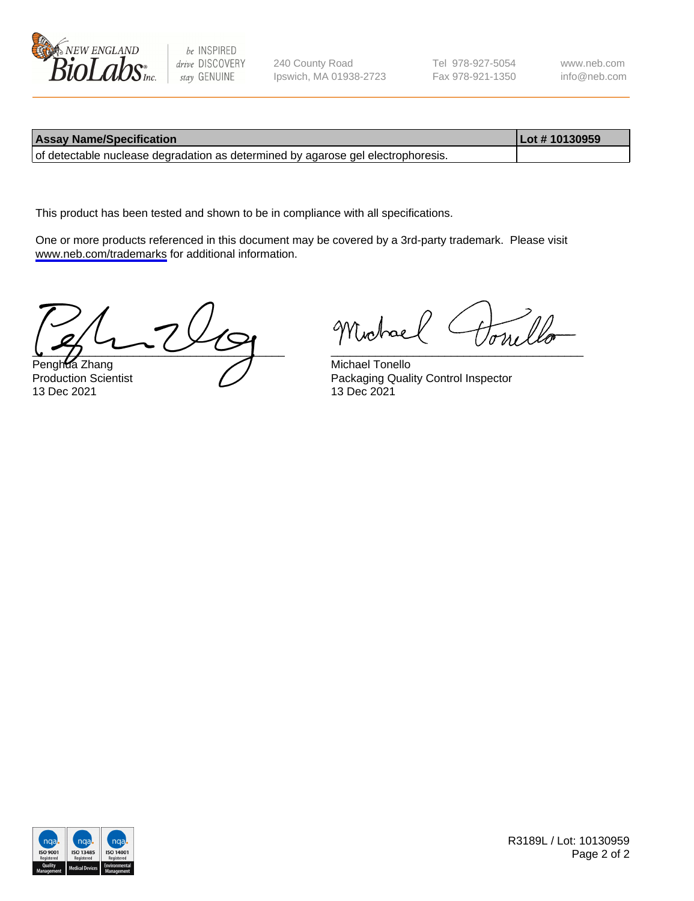| Assay Name/Specification | Lot # 10130959 |
| --- | --- |
| of detectable nuclease degradation as determined by agarose gel electrophoresis. | |

This product has been tested and shown to be in compliance with all specifications.

One or more products referenced in this document may be covered by a 3rd-party trademark. Please visit www.neb.com/trademarks for additional information.

Penghua Zhang
Production Scientist
13 Dec 2021

Michael Tonello
Packaging Quality Control Inspector
13 Dec 2021

R3189L / Lot: 10130959